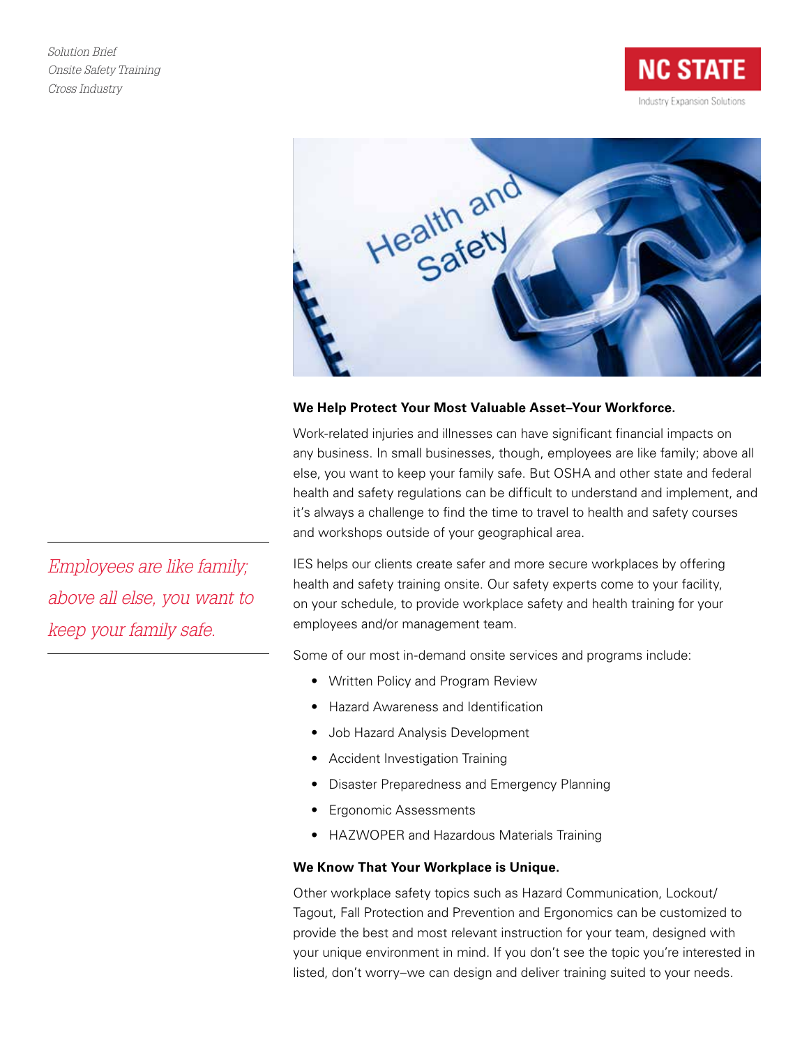*Solution Brief*
*Onsite Safety Training*
*Cross Industry*

NC STATE
Industry Expansion Solutions

**We Help Protect Your Most Valuable Asset–Your Workforce.**

Work-related injuries and illnesses can have significant financial impacts on any business. In small businesses, though, employees are like family; above all else, you want to keep your family safe. But OSHA and other state and federal health and safety regulations can be difficult to understand and implement, and it's always a challenge to find the time to travel to health and safety courses and workshops outside of your geographical area.

*Employees are like family; above all else, you want to keep your family safe.*

IES helps our clients create safer and more secure workplaces by offering health and safety training onsite. Our safety experts come to your facility, on your schedule, to provide workplace safety and health training for your employees and/or management team.

Some of our most in-demand onsite services and programs include:

- Written Policy and Program Review
- Hazard Awareness and Identification
- Job Hazard Analysis Development
- Accident Investigation Training
- Disaster Preparedness and Emergency Planning
- Ergonomic Assessments
- HAZWOPER and Hazardous Materials Training

**We Know That Your Workplace is Unique.**

Other workplace safety topics such as Hazard Communication, Lockout/Tagout, Fall Protection and Prevention and Ergonomics can be customized to provide the best and most relevant instruction for your team, designed with your unique environment in mind. If you don't see the topic you're interested in listed, don't worry–we can design and deliver training suited to your needs.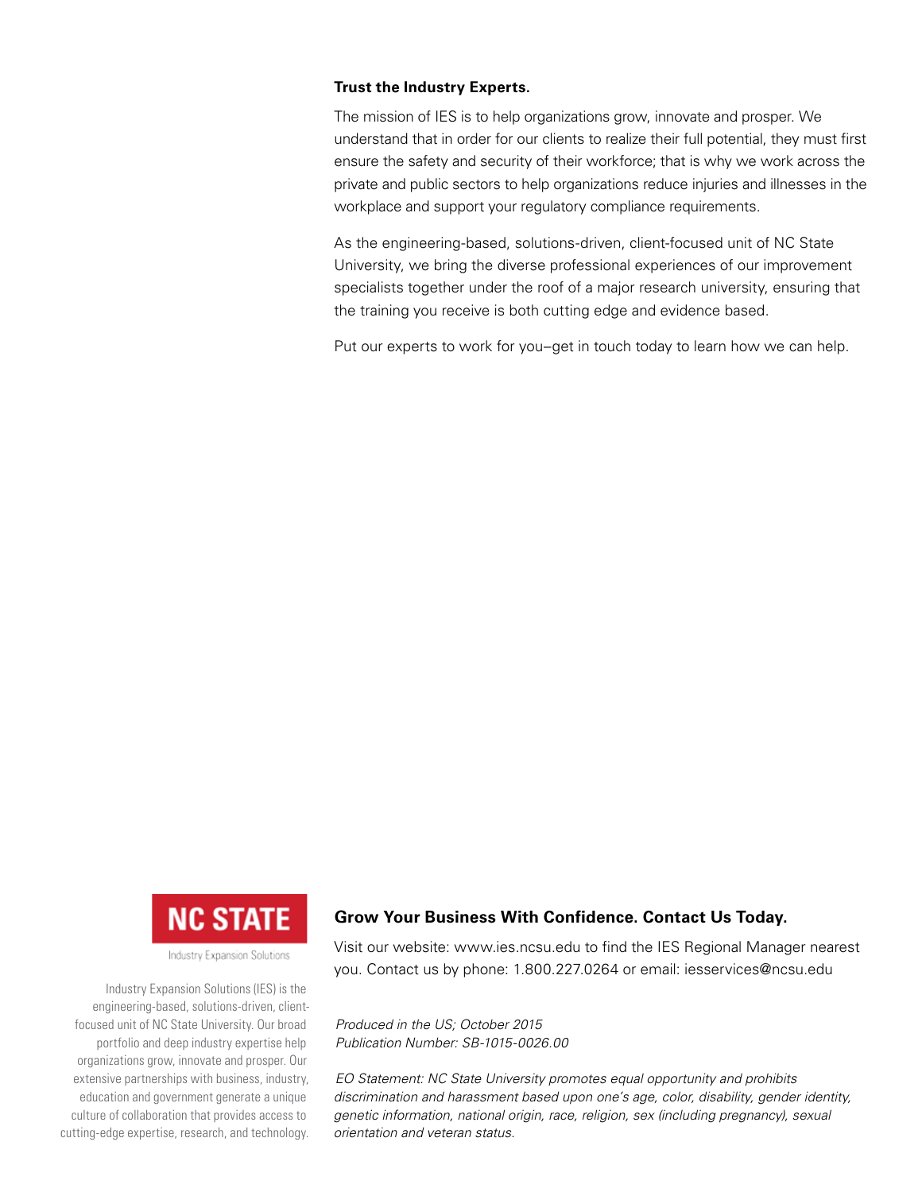**Trust the Industry Experts.**

The mission of IES is to help organizations grow, innovate and prosper. We understand that in order for our clients to realize their full potential, they must first ensure the safety and security of their workforce; that is why we work across the private and public sectors to help organizations reduce injuries and illnesses in the workplace and support your regulatory compliance requirements.

As the engineering-based, solutions-driven, client-focused unit of NC State University, we bring the diverse professional experiences of our improvement specialists together under the roof of a major research university, ensuring that the training you receive is both cutting edge and evidence based.

Put our experts to work for you–get in touch today to learn how we can help.

**NC STATE**

Industry Expansion Solutions

Industry Expansion Solutions (IES) is the engineering-based, solutions-driven, client-focused unit of NC State University. Our broad portfolio and deep industry expertise help organizations grow, innovate and prosper. Our extensive partnerships with business, industry, education and government generate a unique culture of collaboration that provides access to cutting-edge expertise, research, and technology.

**Grow Your Business With Confidence. Contact Us Today.**

Visit our website: www.ies.ncsu.edu to find the IES Regional Manager nearest you. Contact us by phone: 1.800.227.0264 or email: iesservices@ncsu.edu

*Produced in the US; October 2015*
*Publication Number: SB-1015-0026.00*

*EO Statement: NC State University promotes equal opportunity and prohibits discrimination and harassment based upon one's age, color, disability, gender identity, genetic information, national origin, race, religion, sex (including pregnancy), sexual orientation and veteran status.*